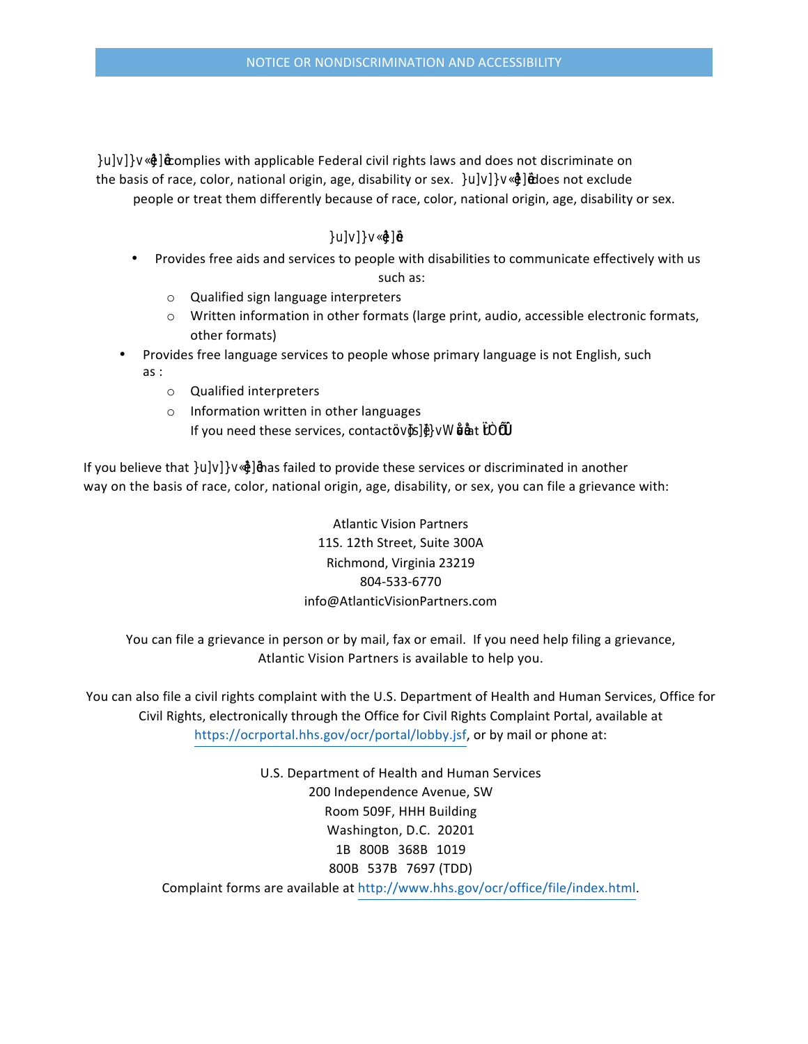# NOTICE OR NONDISCRIMINATION AND ACCESSIBILITY

}u]v]}v«ê]ê complies with applicable Federal civil rights laws and does not discriminate on the basis of race, color, national origin, age, disability or sex. }u]v]}v«ê]ê does not exclude people or treat them differently because of race, color, national origin, age, disability or sex.

}u]v]}v«ê]ê

- Provides free aids and services to people with disabilities to communicate effectively with us such as:
  - Qualified sign language interpreters
  - Written information in other formats (large print, audio, accessible electronic formats, other formats)
- Provides free language services to people whose primary language is not English, such as :
  - Qualified interpreters
  - Information written in other languages
    If you need these services, contact övÿs]ê}vWåà at ÙÒÕÚ

If you believe that }u]v]}v«ê]ê has failed to provide these services or discriminated in another way on the basis of race, color, national origin, age, disability, or sex, you can file a grievance with:

Atlantic Vision Partners
11S. 12th Street, Suite 300A
Richmond, Virginia 23219
804-533-6770
info@AtlanticVisionPartners.com

You can file a grievance in person or by mail, fax or email. If you need help filing a grievance, Atlantic Vision Partners is available to help you.

You can also file a civil rights complaint with the U.S. Department of Health and Human Services, Office for Civil Rights, electronically through the Office for Civil Rights Complaint Portal, available at https://ocrportal.hhs.gov/ocr/portal/lobby.jsf, or by mail or phone at:

U.S. Department of Health and Human Services
200 Independence Avenue, SW
Room 509F, HHH Building
Washington, D.C. 20201
1B 800B 368B 1019
800B 537B 7697 (TDD)

Complaint forms are available at http://www.hhs.gov/ocr/office/file/index.html.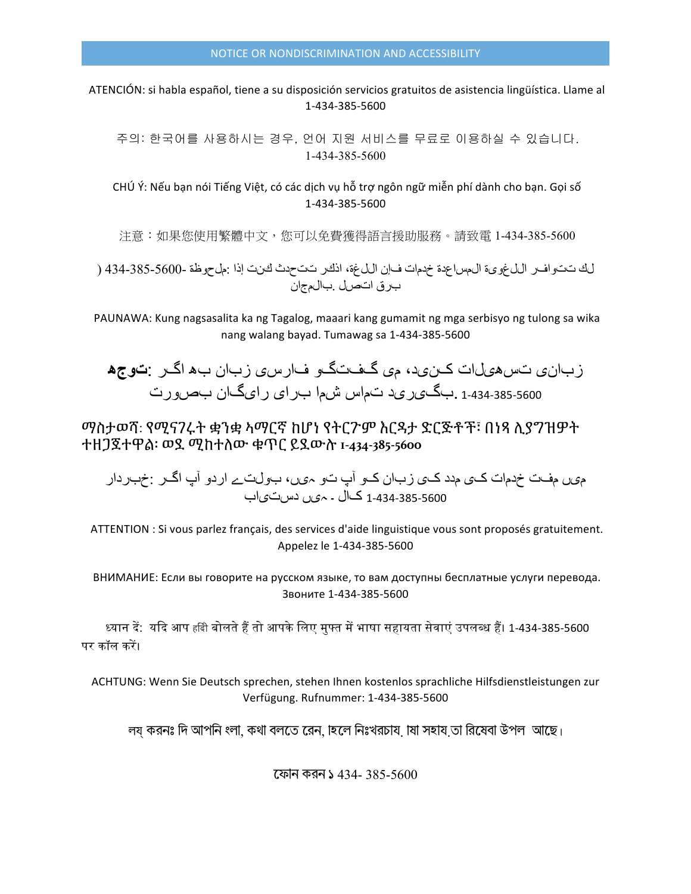## NOTICE OR NONDISCRIMINATION AND ACCESSIBILITY

ATENCIÓN: si habla español, tiene a su disposición servicios gratuitos de asistencia lingüística. Llame al 1-434-385-5600

주의: 한국어를 사용하시는 경우, 언어 지원 서비스를 무료로 이용하실 수 있습니다. 1-434-385-5600

CHÚ Ý: Nếu bạn nói Tiếng Việt, có các dịch vụ hỗ trợ ngôn ngữ miễn phí dành cho bạn. Gọi số 1-434-385-5600

注意：如果您使用繁體中文，您可以免費獲得語言援助服務。請致電 1-434-385-5600

ملحوظة: إذا كنت تتحدث اذكر اللغة، فإن خدمات المساعدة اللغوية تتوافر لك بالمجان. اتصل برقم ( 434-385-5600-

PAUNAWA: Kung nagsasalita ka ng Tagalog, maaari kang gumamit ng mga serbisyo ng tulong sa wika nang walang bayad. Tumawag sa 1-434-385-5600

**توجه**: اگر به زبان فارسی گفتگو می کنید، تسهیلات زبانی بصورت رایگان برای شما فراهم می باشد. با 1-434-385-5600 تماس بگیرید.

ማስታወሻ: የሚናገሩት ቋንቋ ኣማርኛ ከሆነ የትርጉም እርዳታ ድርጅቶች፣ በነጻ ሊያግዝዎት ተዘጋጀተዋል፡ ወደ ሚከተለው ቁጥር ይደውሉ 1-434-385-5600

خبردار: اگر آپ اردو بولتے ہیں، تو آپ کو زبان کی مدد کی خدمات مفت میں دستیاب ہیں ۔ کال 1-434-385-5600

ATTENTION : Si vous parlez français, des services d'aide linguistique vous sont proposés gratuitement. Appelez le 1-434-385-5600

ВНИМАНИЕ: Если вы говорите на русском языке, то вам доступны бесплатные услуги перевода. Звоните 1-434-385-5600

ध्यान दें: यदि आप हिंदी बोलते हैं तो आपके लिए मुफ्त में भाषा सहायता सेवाएं उपलब्ध हैं। 1-434-385-5600 पर कॉल करें।

ACHTUNG: Wenn Sie Deutsch sprechen, stehen Ihnen kostenlos sprachliche Hilfsdienstleistungen zur Verfügung. Rufnummer: 1-434-385-5600

লক্ষ্য করুনঃ যদি আপনি বাংলা, কথা বলতে পারেন, তাহলে নিঃখরচায় ভাষা সহায়তা পরিষেবা উপলব্ধ আছে।

ফোন করুন ১ 434- 385-5600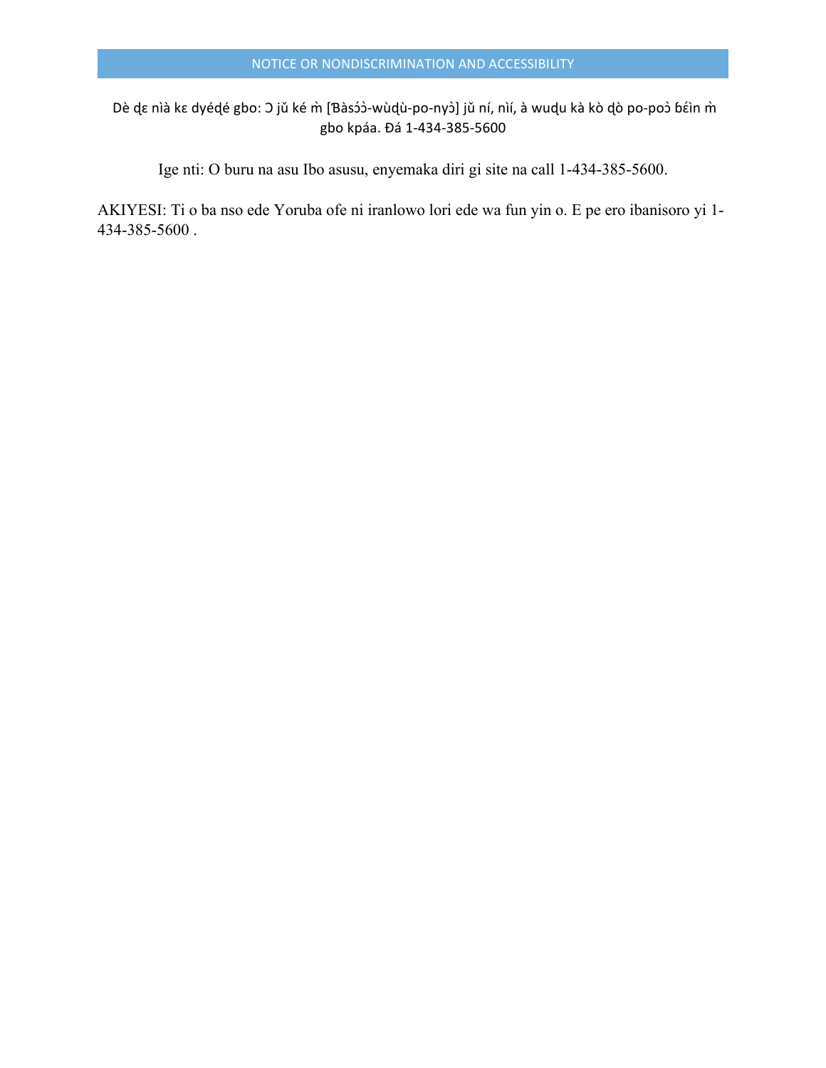## NOTICE OR NONDISCRIMINATION AND ACCESSIBILITY

Dè ɖɛ nìà kɛ dyéɖé gbo: Ɔ jǔ ké m̀ [Ɓàsɔ́ɔ̀-wùɖù-po-nyɔ̀] jǔ ní, nìí, à wuɖu kà kò ɖò po-poɔ̀ ɓɛ́ìn m̀ gbo kpáa. Ɖá 1-434-385-5600

Ige nti: O buru na asu Ibo asusu, enyemaka diri gi site na call 1-434-385-5600.

AKIYESI: Ti o ba nso ede Yoruba ofe ni iranlowo lori ede wa fun yin o. E pe ero ibanisoro yi 1-434-385-5600 .